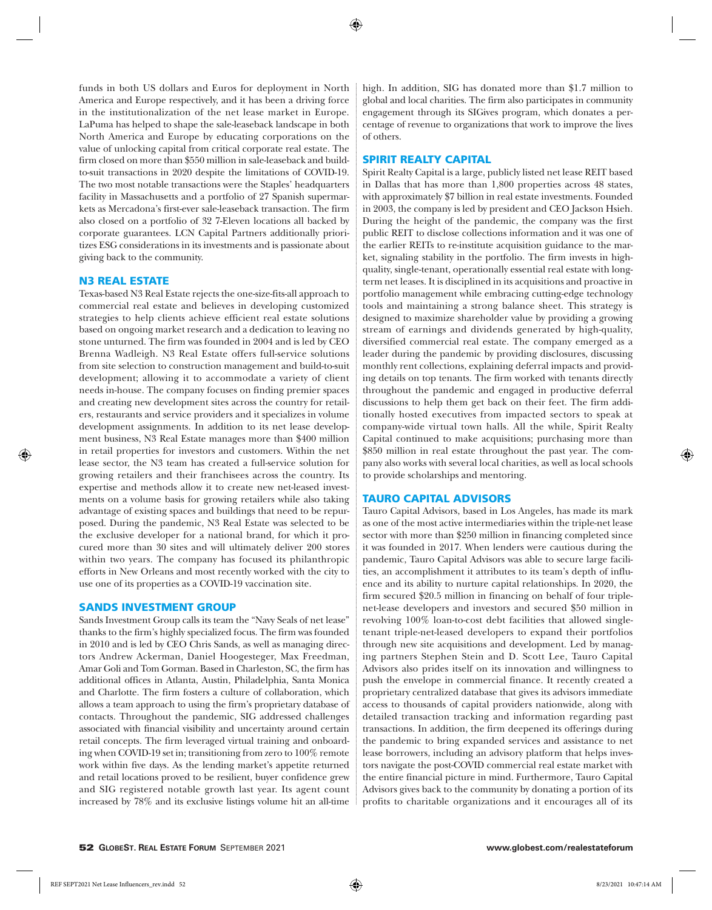funds in both US dollars and Euros for deployment in North America and Europe respectively, and it has been a driving force in the institutionalization of the net lease market in Europe. LaPuma has helped to shape the sale-leaseback landscape in both North America and Europe by educating corporations on the value of unlocking capital from critical corporate real estate. The firm closed on more than $550 million in sale-leaseback and build-to-suit transactions in 2020 despite the limitations of COVID-19. The two most notable transactions were the Staples' headquarters facility in Massachusetts and a portfolio of 27 Spanish supermarkets as Mercadona's first-ever sale-leaseback transaction. The firm also closed on a portfolio of 32 7-Eleven locations all backed by corporate guarantees. LCN Capital Partners additionally prioritizes ESG considerations in its investments and is passionate about giving back to the community.

## N3 REAL ESTATE

Texas-based N3 Real Estate rejects the one-size-fits-all approach to commercial real estate and believes in developing customized strategies to help clients achieve efficient real estate solutions based on ongoing market research and a dedication to leaving no stone unturned. The firm was founded in 2004 and is led by CEO Brenna Wadleigh. N3 Real Estate offers full-service solutions from site selection to construction management and build-to-suit development; allowing it to accommodate a variety of client needs in-house. The company focuses on finding premier spaces and creating new development sites across the country for retailers, restaurants and service providers and it specializes in volume development assignments. In addition to its net lease development business, N3 Real Estate manages more than $400 million in retail properties for investors and customers. Within the net lease sector, the N3 team has created a full-service solution for growing retailers and their franchisees across the country. Its expertise and methods allow it to create new net-leased investments on a volume basis for growing retailers while also taking advantage of existing spaces and buildings that need to be repurposed. During the pandemic, N3 Real Estate was selected to be the exclusive developer for a national brand, for which it procured more than 30 sites and will ultimately deliver 200 stores within two years. The company has focused its philanthropic efforts in New Orleans and most recently worked with the city to use one of its properties as a COVID-19 vaccination site.

## SANDS INVESTMENT GROUP

Sands Investment Group calls its team the "Navy Seals of net lease" thanks to the firm's highly specialized focus. The firm was founded in 2010 and is led by CEO Chris Sands, as well as managing directors Andrew Ackerman, Daniel Hoogesteger, Max Freedman, Amar Goli and Tom Gorman. Based in Charleston, SC, the firm has additional offices in Atlanta, Austin, Philadelphia, Santa Monica and Charlotte. The firm fosters a culture of collaboration, which allows a team approach to using the firm's proprietary database of contacts. Throughout the pandemic, SIG addressed challenges associated with financial visibility and uncertainty around certain retail concepts. The firm leveraged virtual training and onboarding when COVID-19 set in; transitioning from zero to 100% remote work within five days. As the lending market's appetite returned and retail locations proved to be resilient, buyer confidence grew and SIG registered notable growth last year. Its agent count increased by 78% and its exclusive listings volume hit an all-time high. In addition, SIG has donated more than $1.7 million to global and local charities. The firm also participates in community engagement through its SIGives program, which donates a percentage of revenue to organizations that work to improve the lives of others.

## SPIRIT REALTY CAPITAL

Spirit Realty Capital is a large, publicly listed net lease REIT based in Dallas that has more than 1,800 properties across 48 states, with approximately $7 billion in real estate investments. Founded in 2003, the company is led by president and CEO Jackson Hsieh. During the height of the pandemic, the company was the first public REIT to disclose collections information and it was one of the earlier REITs to re-institute acquisition guidance to the market, signaling stability in the portfolio. The firm invests in high-quality, single-tenant, operationally essential real estate with long-term net leases. It is disciplined in its acquisitions and proactive in portfolio management while embracing cutting-edge technology tools and maintaining a strong balance sheet. This strategy is designed to maximize shareholder value by providing a growing stream of earnings and dividends generated by high-quality, diversified commercial real estate. The company emerged as a leader during the pandemic by providing disclosures, discussing monthly rent collections, explaining deferral impacts and providing details on top tenants. The firm worked with tenants directly throughout the pandemic and engaged in productive deferral discussions to help them get back on their feet. The firm additionally hosted executives from impacted sectors to speak at company-wide virtual town halls. All the while, Spirit Realty Capital continued to make acquisitions; purchasing more than $850 million in real estate throughout the past year. The company also works with several local charities, as well as local schools to provide scholarships and mentoring.

## TAURO CAPITAL ADVISORS

Tauro Capital Advisors, based in Los Angeles, has made its mark as one of the most active intermediaries within the triple-net lease sector with more than $250 million in financing completed since it was founded in 2017. When lenders were cautious during the pandemic, Tauro Capital Advisors was able to secure large facilities, an accomplishment it attributes to its team's depth of influence and its ability to nurture capital relationships. In 2020, the firm secured $20.5 million in financing on behalf of four triple-net-lease developers and investors and secured $50 million in revolving 100% loan-to-cost debt facilities that allowed single-tenant triple-net-leased developers to expand their portfolios through new site acquisitions and development. Led by managing partners Stephen Stein and D. Scott Lee, Tauro Capital Advisors also prides itself on its innovation and willingness to push the envelope in commercial finance. It recently created a proprietary centralized database that gives its advisors immediate access to thousands of capital providers nationwide, along with detailed transaction tracking and information regarding past transactions. In addition, the firm deepened its offerings during the pandemic to bring expanded services and assistance to net lease borrowers, including an advisory platform that helps investors navigate the post-COVID commercial real estate market with the entire financial picture in mind. Furthermore, Tauro Capital Advisors gives back to the community by donating a portion of its profits to charitable organizations and it encourages all of its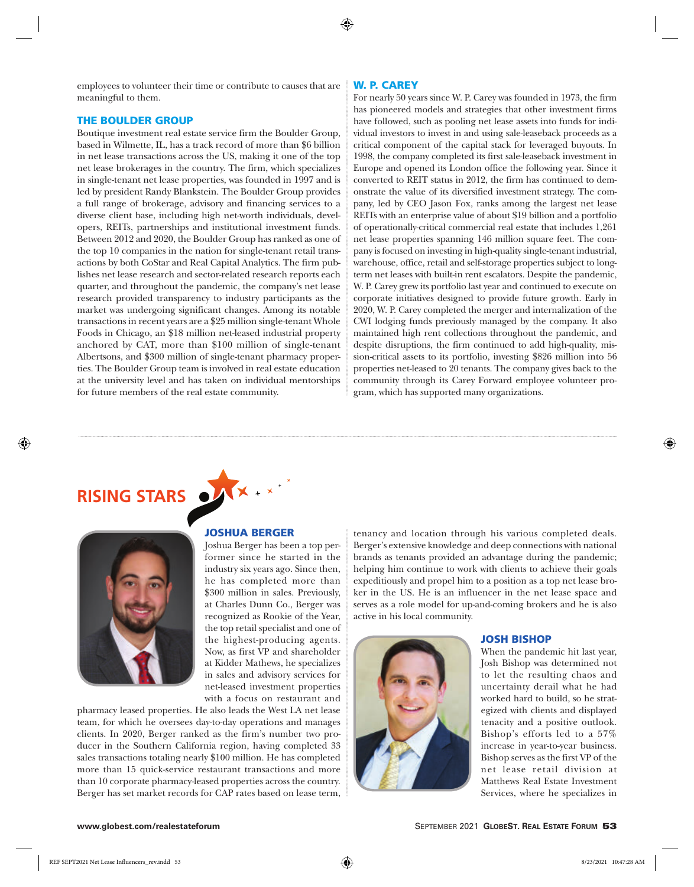employees to volunteer their time or contribute to causes that are meaningful to them.

### THE BOULDER GROUP

Boutique investment real estate service firm the Boulder Group, based in Wilmette, IL, has a track record of more than $6 billion in net lease transactions across the US, making it one of the top net lease brokerages in the country. The firm, which specializes in single-tenant net lease properties, was founded in 1997 and is led by president Randy Blankstein. The Boulder Group provides a full range of brokerage, advisory and financing services to a diverse client base, including high net-worth individuals, developers, REITs, partnerships and institutional investment funds. Between 2012 and 2020, the Boulder Group has ranked as one of the top 10 companies in the nation for single-tenant retail transactions by both CoStar and Real Capital Analytics. The firm publishes net lease research and sector-related research reports each quarter, and throughout the pandemic, the company's net lease research provided transparency to industry participants as the market was undergoing significant changes. Among its notable transactions in recent years are a $25 million single-tenant Whole Foods in Chicago, an $18 million net-leased industrial property anchored by CAT, more than $100 million of single-tenant Albertsons, and $300 million of single-tenant pharmacy properties. The Boulder Group team is involved in real estate education at the university level and has taken on individual mentorships for future members of the real estate community.

### W. P. CAREY

For nearly 50 years since W. P. Carey was founded in 1973, the firm has pioneered models and strategies that other investment firms have followed, such as pooling net lease assets into funds for individual investors to invest in and using sale-leaseback proceeds as a critical component of the capital stack for leveraged buyouts. In 1998, the company completed its first sale-leaseback investment in Europe and opened its London office the following year. Since it converted to REIT status in 2012, the firm has continued to demonstrate the value of its diversified investment strategy. The company, led by CEO Jason Fox, ranks among the largest net lease REITs with an enterprise value of about $19 billion and a portfolio of operationally-critical commercial real estate that includes 1,261 net lease properties spanning 146 million square feet. The company is focused on investing in high-quality single-tenant industrial, warehouse, office, retail and self-storage properties subject to long-term net leases with built-in rent escalators. Despite the pandemic, W. P. Carey grew its portfolio last year and continued to execute on corporate initiatives designed to provide future growth. Early in 2020, W. P. Carey completed the merger and internalization of the CWI lodging funds previously managed by the company. It also maintained high rent collections throughout the pandemic, and despite disruptions, the firm continued to add high-quality, mission-critical assets to its portfolio, investing $826 million into 56 properties net-leased to 20 tenants. The company gives back to the community through its Carey Forward employee volunteer program, which has supported many organizations.

## RISING STARS

### JOSHUA BERGER

Joshua Berger has been a top performer since he started in the industry six years ago. Since then, he has completed more than $300 million in sales. Previously, at Charles Dunn Co., Berger was recognized as Rookie of the Year, the top retail specialist and one of the highest-producing agents. Now, as first VP and shareholder at Kidder Mathews, he specializes in sales and advisory services for net-leased investment properties with a focus on restaurant and pharmacy leased properties. He also leads the West LA net lease team, for which he oversees day-to-day operations and manages clients. In 2020, Berger ranked as the firm's number two producer in the Southern California region, having completed 33 sales transactions totaling nearly $100 million. He has completed more than 15 quick-service restaurant transactions and more than 10 corporate pharmacy-leased properties across the country. Berger has set market records for CAP rates based on lease term, tenancy and location through his various completed deals. Berger's extensive knowledge and deep connections with national brands as tenants provided an advantage during the pandemic; helping him continue to work with clients to achieve their goals expeditiously and propel him to a position as a top net lease broker in the US. He is an influencer in the net lease space and serves as a role model for up-and-coming brokers and he is also active in his local community.

### JOSH BISHOP

When the pandemic hit last year, Josh Bishop was determined not to let the resulting chaos and uncertainty derail what he had worked hard to build, so he strategized with clients and displayed tenacity and a positive outlook. Bishop's efforts led to a 57% increase in year-to-year business. Bishop serves as the first VP of the net lease retail division at Matthews Real Estate Investment Services, where he specializes in